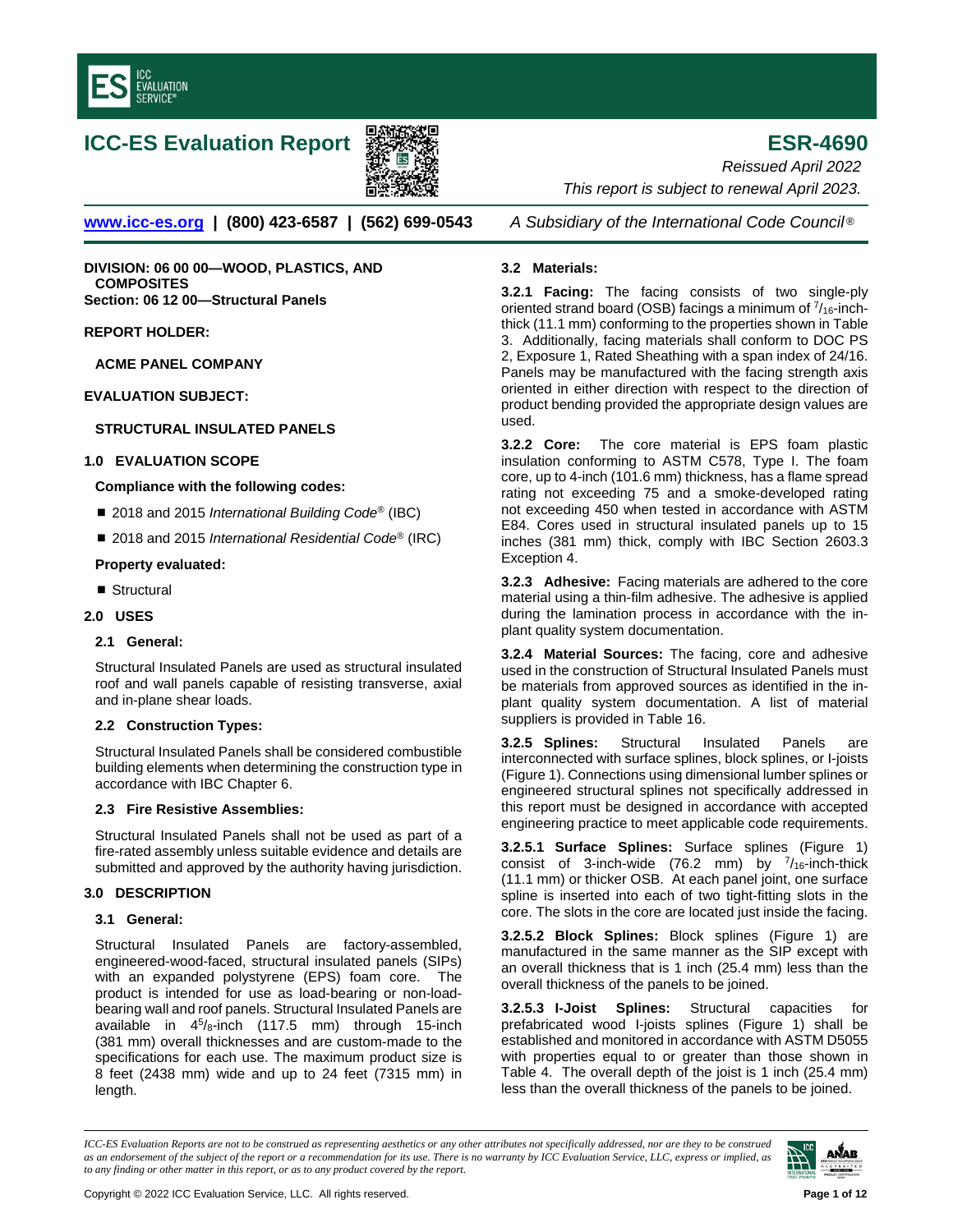# ICC-ES Evaluation Report

# ESR-4690

*Reissued April 2022*

*This report is subject to renewal April 2023.*

www.icc-es.org | (800) 423-6587 | (562) 699-0543 *A Subsidiary of the International Code Council®*

**DIVISION: 06 00 00—WOOD, PLASTICS, AND COMPOSITES**
**Section: 06 12 00—Structural Panels**

**REPORT HOLDER:**

**ACME PANEL COMPANY**

**EVALUATION SUBJECT:**

**STRUCTURAL INSULATED PANELS**

## 1.0 EVALUATION SCOPE

**Compliance with the following codes:**

- 2018 and 2015 *International Building Code®* (IBC)
- 2018 and 2015 *International Residential Code®* (IRC)

**Property evaluated:**

- Structural

## 2.0 USES

### 2.1 General:

Structural Insulated Panels are used as structural insulated roof and wall panels capable of resisting transverse, axial and in-plane shear loads.

### 2.2 Construction Types:

Structural Insulated Panels shall be considered combustible building elements when determining the construction type in accordance with IBC Chapter 6.

### 2.3 Fire Resistive Assemblies:

Structural Insulated Panels shall not be used as part of a fire-rated assembly unless suitable evidence and details are submitted and approved by the authority having jurisdiction.

## 3.0 DESCRIPTION

### 3.1 General:

Structural Insulated Panels are factory-assembled, engineered-wood-faced, structural insulated panels (SIPs) with an expanded polystyrene (EPS) foam core. The product is intended for use as load-bearing or non-load-bearing wall and roof panels. Structural Insulated Panels are available in $4^5/_8$-inch (117.5 mm) through 15-inch (381 mm) overall thicknesses and are custom-made to the specifications for each use. The maximum product size is 8 feet (2438 mm) wide and up to 24 feet (7315 mm) in length.

### 3.2 Materials:

**3.2.1 Facing:** The facing consists of two single-ply oriented strand board (OSB) facings a minimum of $^7/_{16}$-inch-thick (11.1 mm) conforming to the properties shown in Table 3. Additionally, facing materials shall conform to DOC PS 2, Exposure 1, Rated Sheathing with a span index of 24/16. Panels may be manufactured with the facing strength axis oriented in either direction with respect to the direction of product bending provided the appropriate design values are used.

**3.2.2 Core:** The core material is EPS foam plastic insulation conforming to ASTM C578, Type I. The foam core, up to 4-inch (101.6 mm) thickness, has a flame spread rating not exceeding 75 and a smoke-developed rating not exceeding 450 when tested in accordance with ASTM E84. Cores used in structural insulated panels up to 15 inches (381 mm) thick, comply with IBC Section 2603.3 Exception 4.

**3.2.3 Adhesive:** Facing materials are adhered to the core material using a thin-film adhesive. The adhesive is applied during the lamination process in accordance with the in-plant quality system documentation.

**3.2.4 Material Sources:** The facing, core and adhesive used in the construction of Structural Insulated Panels must be materials from approved sources as identified in the in-plant quality system documentation. A list of material suppliers is provided in Table 16.

**3.2.5 Splines:** Structural Insulated Panels are interconnected with surface splines, block splines, or I-joists (Figure 1). Connections using dimensional lumber splines or engineered structural splines not specifically addressed in this report must be designed in accordance with accepted engineering practice to meet applicable code requirements.

**3.2.5.1 Surface Splines:** Surface splines (Figure 1) consist of 3-inch-wide (76.2 mm) by $^7/_{16}$-inch-thick (11.1 mm) or thicker OSB. At each panel joint, one surface spline is inserted into each of two tight-fitting slots in the core. The slots in the core are located just inside the facing.

**3.2.5.2 Block Splines:** Block splines (Figure 1) are manufactured in the same manner as the SIP except with an overall thickness that is 1 inch (25.4 mm) less than the overall thickness of the panels to be joined.

**3.2.5.3 I-Joist Splines:** Structural capacities for prefabricated wood I-joists splines (Figure 1) shall be established and monitored in accordance with ASTM D5055 with properties equal to or greater than those shown in Table 4. The overall depth of the joist is 1 inch (25.4 mm) less than the overall thickness of the panels to be joined.

*ICC-ES Evaluation Reports are not to be construed as representing aesthetics or any other attributes not specifically addressed, nor are they to be construed as an endorsement of the subject of the report or a recommendation for its use. There is no warranty by ICC Evaluation Service, LLC, express or implied, as to any finding or other matter in this report, or as to any product covered by the report.*

Copyright © 2022 ICC Evaluation Service, LLC. All rights reserved.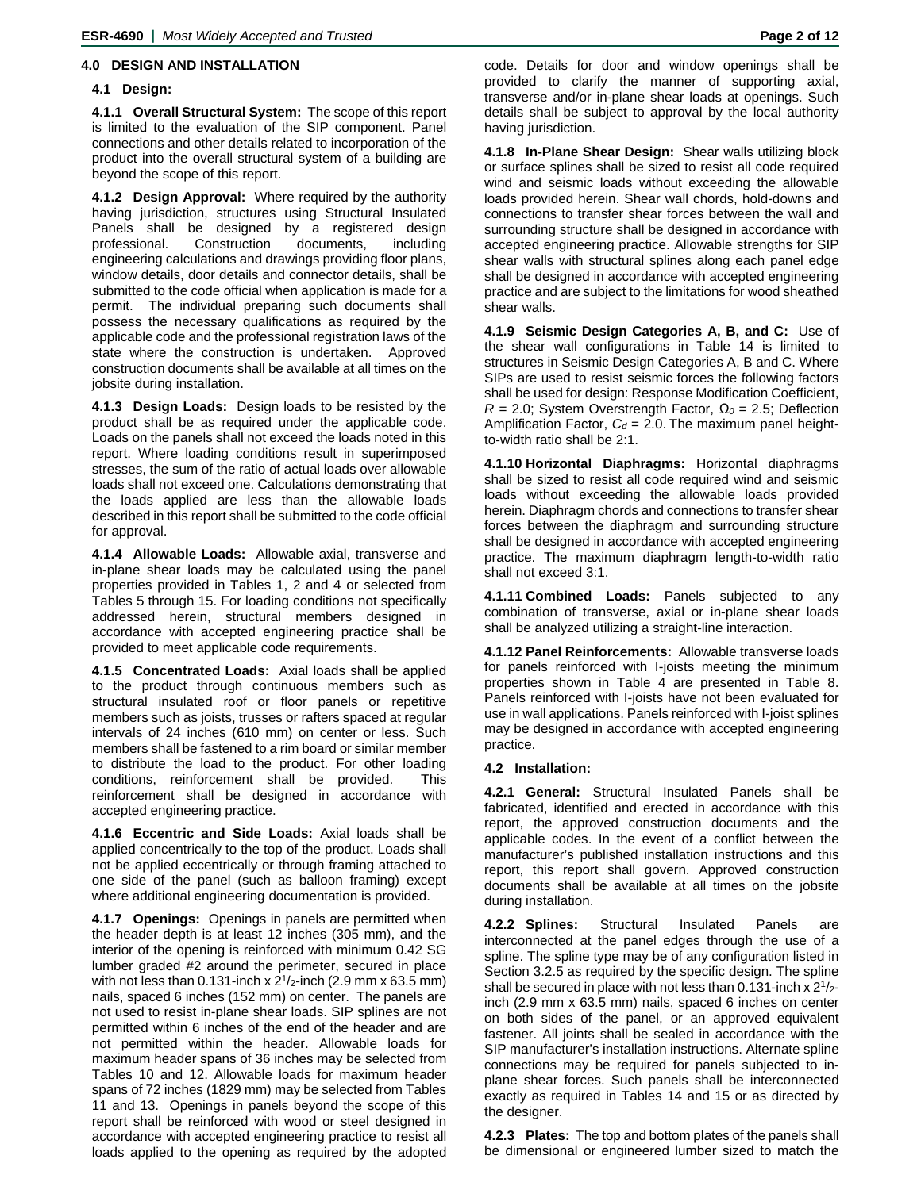## 4.0 DESIGN AND INSTALLATION

### 4.1 Design:

**4.1.1 Overall Structural System:** The scope of this report is limited to the evaluation of the SIP component. Panel connections and other details related to incorporation of the product into the overall structural system of a building are beyond the scope of this report.

**4.1.2 Design Approval:** Where required by the authority having jurisdiction, structures using Structural Insulated Panels shall be designed by a registered design professional. Construction documents, including engineering calculations and drawings providing floor plans, window details, door details and connector details, shall be submitted to the code official when application is made for a permit. The individual preparing such documents shall possess the necessary qualifications as required by the applicable code and the professional registration laws of the state where the construction is undertaken. Approved construction documents shall be available at all times on the jobsite during installation.

**4.1.3 Design Loads:** Design loads to be resisted by the product shall be as required under the applicable code. Loads on the panels shall not exceed the loads noted in this report. Where loading conditions result in superimposed stresses, the sum of the ratio of actual loads over allowable loads shall not exceed one. Calculations demonstrating that the loads applied are less than the allowable loads described in this report shall be submitted to the code official for approval.

**4.1.4 Allowable Loads:** Allowable axial, transverse and in-plane shear loads may be calculated using the panel properties provided in Tables 1, 2 and 4 or selected from Tables 5 through 15. For loading conditions not specifically addressed herein, structural members designed in accordance with accepted engineering practice shall be provided to meet applicable code requirements.

**4.1.5 Concentrated Loads:** Axial loads shall be applied to the product through continuous members such as structural insulated roof or floor panels or repetitive members such as joists, trusses or rafters spaced at regular intervals of 24 inches (610 mm) on center or less. Such members shall be fastened to a rim board or similar member to distribute the load to the product. For other loading conditions, reinforcement shall be provided. This reinforcement shall be designed in accordance with accepted engineering practice.

**4.1.6 Eccentric and Side Loads:** Axial loads shall be applied concentrically to the top of the product. Loads shall not be applied eccentrically or through framing attached to one side of the panel (such as balloon framing) except where additional engineering documentation is provided.

**4.1.7 Openings:** Openings in panels are permitted when the header depth is at least 12 inches (305 mm), and the interior of the opening is reinforced with minimum 0.42 SG lumber graded #2 around the perimeter, secured in place with not less than 0.131-inch x $2^1/_2$-inch (2.9 mm x 63.5 mm) nails, spaced 6 inches (152 mm) on center. The panels are not used to resist in-plane shear loads. SIP splines are not permitted within 6 inches of the end of the header and are not permitted within the header. Allowable loads for maximum header spans of 36 inches may be selected from Tables 10 and 12. Allowable loads for maximum header spans of 72 inches (1829 mm) may be selected from Tables 11 and 13. Openings in panels beyond the scope of this report shall be reinforced with wood or steel designed in accordance with accepted engineering practice to resist all loads applied to the opening as required by the adopted code. Details for door and window openings shall be provided to clarify the manner of supporting axial, transverse and/or in-plane shear loads at openings. Such details shall be subject to approval by the local authority having jurisdiction.

**4.1.8 In-Plane Shear Design:** Shear walls utilizing block or surface splines shall be sized to resist all code required wind and seismic loads without exceeding the allowable loads provided herein. Shear wall chords, hold-downs and connections to transfer shear forces between the wall and surrounding structure shall be designed in accordance with accepted engineering practice. Allowable strengths for SIP shear walls with structural splines along each panel edge shall be designed in accordance with accepted engineering practice and are subject to the limitations for wood sheathed shear walls.

**4.1.9 Seismic Design Categories A, B, and C:** Use of the shear wall configurations in Table 14 is limited to structures in Seismic Design Categories A, B and C. Where SIPs are used to resist seismic forces the following factors shall be used for design: Response Modification Coefficient, $R$ = 2.0; System Overstrength Factor, $\Omega_0$ = 2.5; Deflection Amplification Factor, $C_d$ = 2.0. The maximum panel height-to-width ratio shall be 2:1.

**4.1.10 Horizontal Diaphragms:** Horizontal diaphragms shall be sized to resist all code required wind and seismic loads without exceeding the allowable loads provided herein. Diaphragm chords and connections to transfer shear forces between the diaphragm and surrounding structure shall be designed in accordance with accepted engineering practice. The maximum diaphragm length-to-width ratio shall not exceed 3:1.

**4.1.11 Combined Loads:** Panels subjected to any combination of transverse, axial or in-plane shear loads shall be analyzed utilizing a straight-line interaction.

**4.1.12 Panel Reinforcements:** Allowable transverse loads for panels reinforced with I-joists meeting the minimum properties shown in Table 4 are presented in Table 8. Panels reinforced with I-joists have not been evaluated for use in wall applications. Panels reinforced with I-joist splines may be designed in accordance with accepted engineering practice.

### 4.2 Installation:

**4.2.1 General:** Structural Insulated Panels shall be fabricated, identified and erected in accordance with this report, the approved construction documents and the applicable codes. In the event of a conflict between the manufacturer's published installation instructions and this report, this report shall govern. Approved construction documents shall be available at all times on the jobsite during installation.

**4.2.2 Splines:** Structural Insulated Panels are interconnected at the panel edges through the use of a spline. The spline type may be of any configuration listed in Section 3.2.5 as required by the specific design. The spline shall be secured in place with not less than 0.131-inch x $2^1/_2$-inch (2.9 mm x 63.5 mm) nails, spaced 6 inches on center on both sides of the panel, or an approved equivalent fastener. All joints shall be sealed in accordance with the SIP manufacturer's installation instructions. Alternate spline connections may be required for panels subjected to in-plane shear forces. Such panels shall be interconnected exactly as required in Tables 14 and 15 or as directed by the designer.

**4.2.3 Plates:** The top and bottom plates of the panels shall be dimensional or engineered lumber sized to match the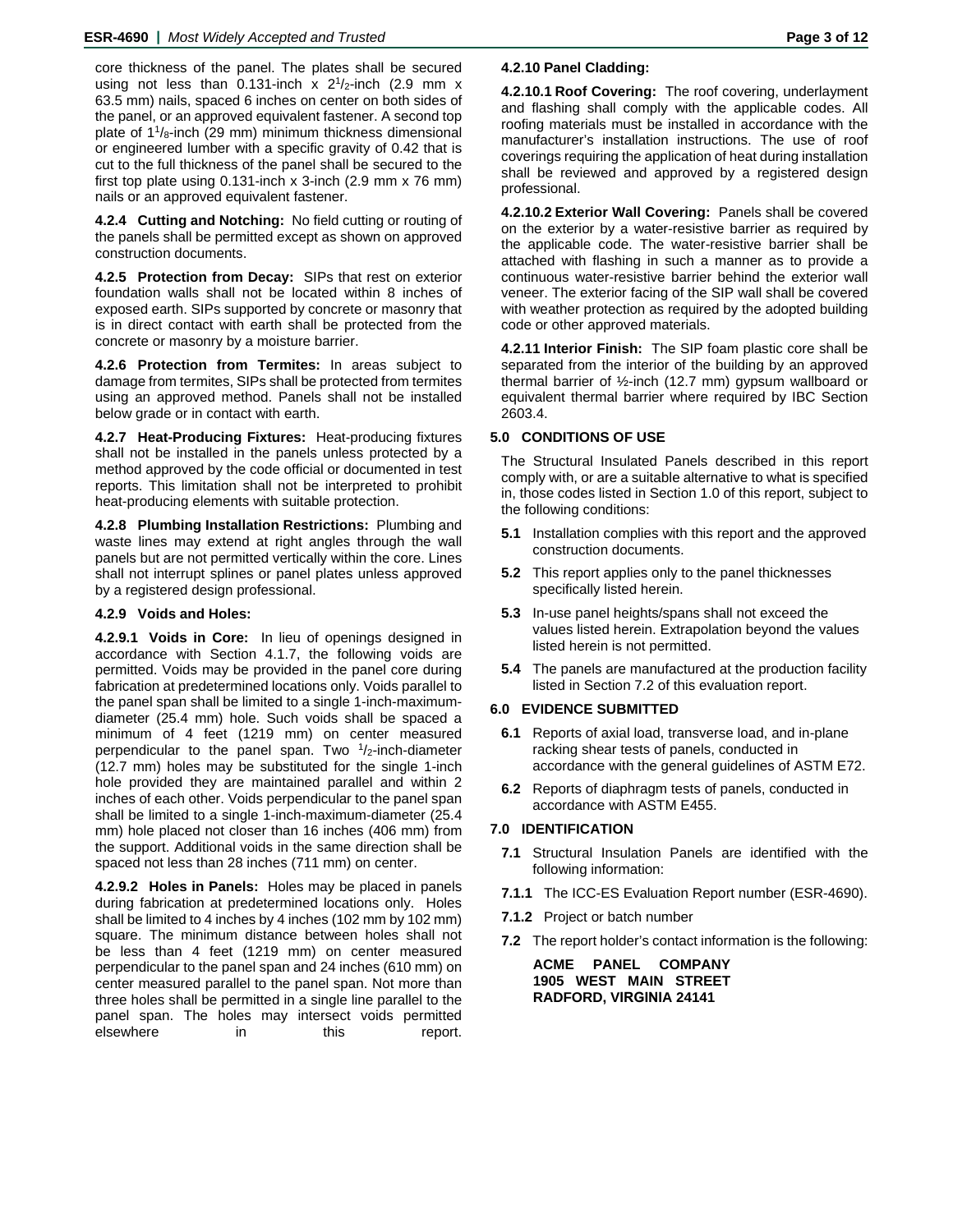core thickness of the panel. The plates shall be secured using not less than 0.131-inch x $2^1/_2$-inch (2.9 mm x 63.5 mm) nails, spaced 6 inches on center on both sides of the panel, or an approved equivalent fastener. A second top plate of $1^1/_8$-inch (29 mm) minimum thickness dimensional or engineered lumber with a specific gravity of 0.42 that is cut to the full thickness of the panel shall be secured to the first top plate using 0.131-inch x 3-inch (2.9 mm x 76 mm) nails or an approved equivalent fastener.

**4.2.4 Cutting and Notching:** No field cutting or routing of the panels shall be permitted except as shown on approved construction documents.

**4.2.5 Protection from Decay:** SIPs that rest on exterior foundation walls shall not be located within 8 inches of exposed earth. SIPs supported by concrete or masonry that is in direct contact with earth shall be protected from the concrete or masonry by a moisture barrier.

**4.2.6 Protection from Termites:** In areas subject to damage from termites, SIPs shall be protected from termites using an approved method. Panels shall not be installed below grade or in contact with earth.

**4.2.7 Heat-Producing Fixtures:** Heat-producing fixtures shall not be installed in the panels unless protected by a method approved by the code official or documented in test reports. This limitation shall not be interpreted to prohibit heat-producing elements with suitable protection.

**4.2.8 Plumbing Installation Restrictions:** Plumbing and waste lines may extend at right angles through the wall panels but are not permitted vertically within the core. Lines shall not interrupt splines or panel plates unless approved by a registered design professional.

**4.2.9 Voids and Holes:**

**4.2.9.1 Voids in Core:** In lieu of openings designed in accordance with Section 4.1.7, the following voids are permitted. Voids may be provided in the panel core during fabrication at predetermined locations only. Voids parallel to the panel span shall be limited to a single 1-inch-maximum-diameter (25.4 mm) hole. Such voids shall be spaced a minimum of 4 feet (1219 mm) on center measured perpendicular to the panel span. Two $^1/_2$-inch-diameter (12.7 mm) holes may be substituted for the single 1-inch hole provided they are maintained parallel and within 2 inches of each other. Voids perpendicular to the panel span shall be limited to a single 1-inch-maximum-diameter (25.4 mm) hole placed not closer than 16 inches (406 mm) from the support. Additional voids in the same direction shall be spaced not less than 28 inches (711 mm) on center.

**4.2.9.2 Holes in Panels:** Holes may be placed in panels during fabrication at predetermined locations only. Holes shall be limited to 4 inches by 4 inches (102 mm by 102 mm) square. The minimum distance between holes shall not be less than 4 feet (1219 mm) on center measured perpendicular to the panel span and 24 inches (610 mm) on center measured parallel to the panel span. Not more than three holes shall be permitted in a single line parallel to the panel span. The holes may intersect voids permitted elsewhere in this report.

**4.2.10 Panel Cladding:**

**4.2.10.1 Roof Covering:** The roof covering, underlayment and flashing shall comply with the applicable codes. All roofing materials must be installed in accordance with the manufacturer's installation instructions. The use of roof coverings requiring the application of heat during installation shall be reviewed and approved by a registered design professional.

**4.2.10.2 Exterior Wall Covering:** Panels shall be covered on the exterior by a water-resistive barrier as required by the applicable code. The water-resistive barrier shall be attached with flashing in such a manner as to provide a continuous water-resistive barrier behind the exterior wall veneer. The exterior facing of the SIP wall shall be covered with weather protection as required by the adopted building code or other approved materials.

**4.2.11 Interior Finish:** The SIP foam plastic core shall be separated from the interior of the building by an approved thermal barrier of ½-inch (12.7 mm) gypsum wallboard or equivalent thermal barrier where required by IBC Section 2603.4.

## 5.0 CONDITIONS OF USE

The Structural Insulated Panels described in this report comply with, or are a suitable alternative to what is specified in, those codes listed in Section 1.0 of this report, subject to the following conditions:

**5.1** Installation complies with this report and the approved construction documents.

**5.2** This report applies only to the panel thicknesses specifically listed herein.

**5.3** In-use panel heights/spans shall not exceed the values listed herein. Extrapolation beyond the values listed herein is not permitted.

**5.4** The panels are manufactured at the production facility listed in Section 7.2 of this evaluation report.

## 6.0 EVIDENCE SUBMITTED

**6.1** Reports of axial load, transverse load, and in-plane racking shear tests of panels, conducted in accordance with the general guidelines of ASTM E72.

**6.2** Reports of diaphragm tests of panels, conducted in accordance with ASTM E455.

## 7.0 IDENTIFICATION

**7.1** Structural Insulation Panels are identified with the following information:

**7.1.1** The ICC-ES Evaluation Report number (ESR-4690).

**7.1.2** Project or batch number

**7.2** The report holder's contact information is the following:

**ACME PANEL COMPANY**
**1905 WEST MAIN STREET**
**RADFORD, VIRGINIA 24141**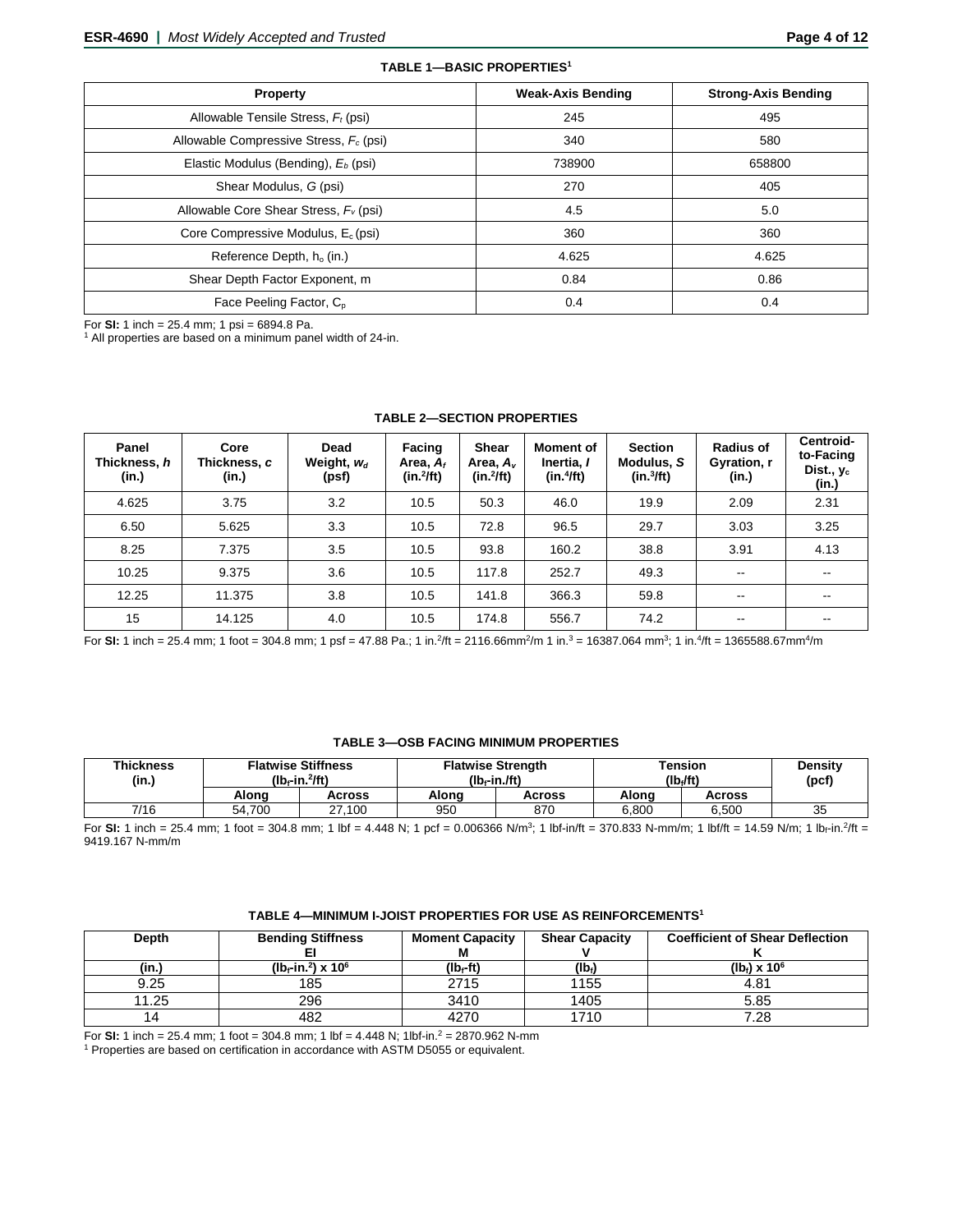**TABLE 1—BASIC PROPERTIES[1]**

| Property | Weak-Axis Bending | Strong-Axis Bending |
|---|---|---|
| Allowable Tensile Stress, $F_t$ (psi) | 245 | 495 |
| Allowable Compressive Stress, $F_c$ (psi) | 340 | 580 |
| Elastic Modulus (Bending), $E_b$ (psi) | 738900 | 658800 |
| Shear Modulus, $G$ (psi) | 270 | 405 |
| Allowable Core Shear Stress, $F_v$ (psi) | 4.5 | 5.0 |
| Core Compressive Modulus, $E_c$ (psi) | 360 | 360 |
| Reference Depth, $h_o$ (in.) | 4.625 | 4.625 |
| Shear Depth Factor Exponent, m | 0.84 | 0.86 |
| Face Peeling Factor, $C_p$ | 0.4 | 0.4 |

For **SI:** 1 inch = 25.4 mm; 1 psi = 6894.8 Pa.
[1] All properties are based on a minimum panel width of 24-in.

**TABLE 2—SECTION PROPERTIES**

| Panel Thickness, $h$ (in.) | Core Thickness, $c$ (in.) | Dead Weight, $w_d$ (psf) | Facing Area, $A_f$ (in.$^2$/ft) | Shear Area, $A_v$ (in.$^2$/ft) | Moment of Inertia, $I$ (in.$^4$/ft) | Section Modulus, $S$ (in.$^3$/ft) | Radius of Gyration, r (in.) | Centroid-to-Facing Dist., $y_c$ (in.) |
|---|---|---|---|---|---|---|---|---|
| 4.625 | 3.75 | 3.2 | 10.5 | 50.3 | 46.0 | 19.9 | 2.09 | 2.31 |
| 6.50 | 5.625 | 3.3 | 10.5 | 72.8 | 96.5 | 29.7 | 3.03 | 3.25 |
| 8.25 | 7.375 | 3.5 | 10.5 | 93.8 | 160.2 | 38.8 | 3.91 | 4.13 |
| 10.25 | 9.375 | 3.6 | 10.5 | 117.8 | 252.7 | 49.3 | -- | -- |
| 12.25 | 11.375 | 3.8 | 10.5 | 141.8 | 366.3 | 59.8 | -- | -- |
| 15 | 14.125 | 4.0 | 10.5 | 174.8 | 556.7 | 74.2 | -- | -- |

For **SI:** 1 inch = 25.4 mm; 1 foot = 304.8 mm; 1 psf = 47.88 Pa.; 1 in.$^2$/ft = 2116.66mm$^2$/m 1 in.$^3$ = 16387.064 mm$^3$; 1 in.$^4$/ft = 1365588.67mm$^4$/m

**TABLE 3—OSB FACING MINIMUM PROPERTIES**

| Thickness (in.) | Flatwise Stiffness (lb$_f$-in.$^2$/ft) | | Flatwise Strength (lb$_f$-in./ft) | | Tension (lb$_f$/ft) | | Density (pcf) |
|---|---|---|---|---|---|---|---|
| | Along | Across | Along | Across | Along | Across | |
| 7/16 | 54,700 | 27,100 | 950 | 870 | 6,800 | 6,500 | 35 |

For **SI:** 1 inch = 25.4 mm; 1 foot = 304.8 mm; 1 lbf = 4.448 N; 1 pcf = 0.006366 N/m$^3$; 1 lbf-in/ft = 370.833 N-mm/m; 1 lbf/ft = 14.59 N/m; 1 lb$_f$-in.$^2$/ft = 9419.167 N-mm/m

**TABLE 4—MINIMUM I-JOIST PROPERTIES FOR USE AS REINFORCEMENTS[1]**

| Depth | Bending Stiffness EI | Moment Capacity M | Shear Capacity V | Coefficient of Shear Deflection K |
|---|---|---|---|---|
| (in.) | (lb$_f$-in.$^2$) x $10^6$ | (lb$_f$-ft) | (lb$_f$) | (lb$_f$) x $10^6$ |
| 9.25 | 185 | 2715 | 1155 | 4.81 |
| 11.25 | 296 | 3410 | 1405 | 5.85 |
| 14 | 482 | 4270 | 1710 | 7.28 |

For **SI:** 1 inch = 25.4 mm; 1 foot = 304.8 mm; 1 lbf = 4.448 N; 1lbf-in.$^2$ = 2870.962 N-mm
[1] Properties are based on certification in accordance with ASTM D5055 or equivalent.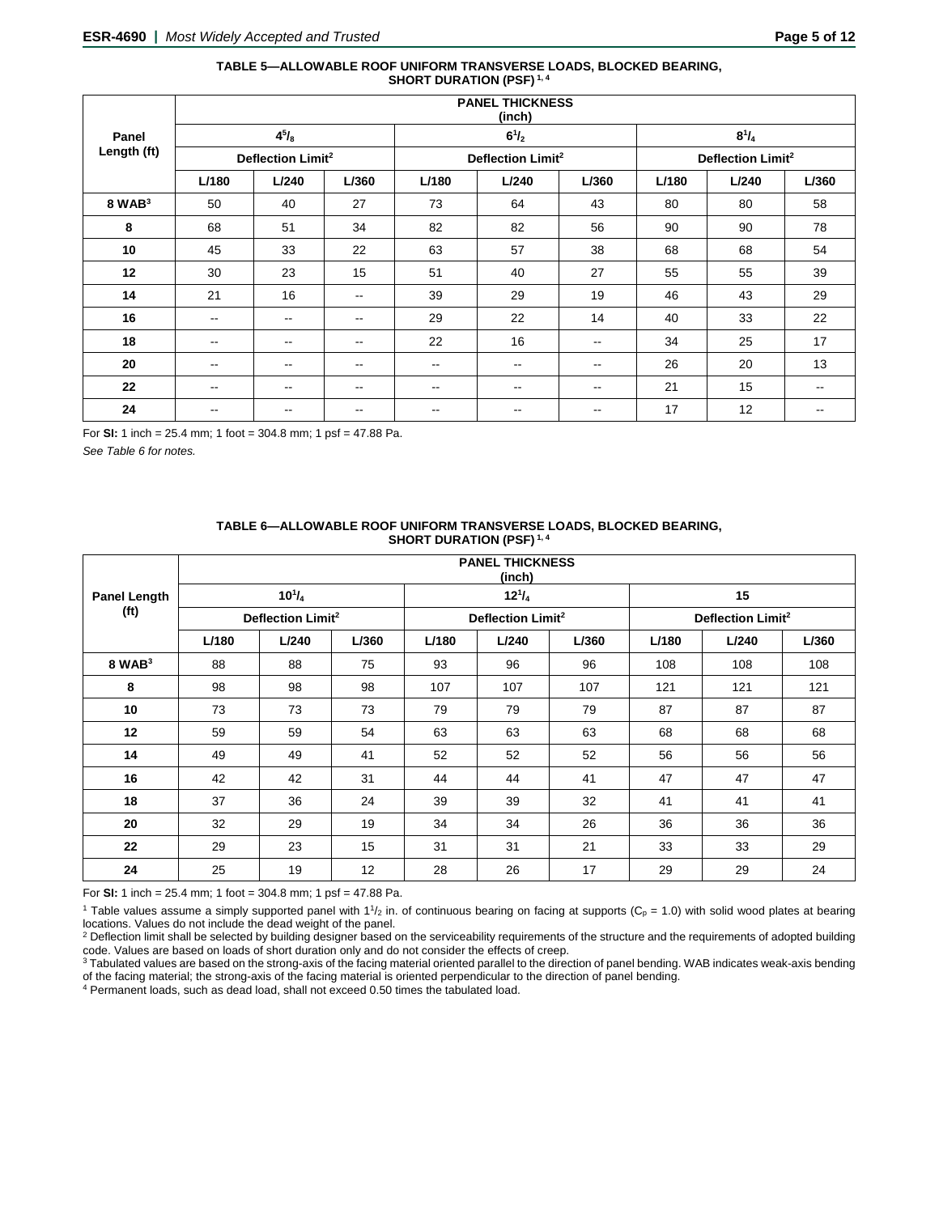**TABLE 5—ALLOWABLE ROOF UNIFORM TRANSVERSE LOADS, BLOCKED BEARING, SHORT DURATION (PSF)[1, 4]**

| Panel Length (ft) | PANEL THICKNESS (inch) | | | | | | | | |
|---|---|---|---|---|---|---|---|---|---|
| | 4⁵/₈ | | | 6¹/₂ | | | 8¹/₄ | | |
| | Deflection Limit[2] | | | Deflection Limit[2] | | | Deflection Limit[2] | | |
| | L/180 | L/240 | L/360 | L/180 | L/240 | L/360 | L/180 | L/240 | L/360 |
| **8 WAB[3]** | 50 | 40 | 27 | 73 | 64 | 43 | 80 | 80 | 58 |
| **8** | 68 | 51 | 34 | 82 | 82 | 56 | 90 | 90 | 78 |
| **10** | 45 | 33 | 22 | 63 | 57 | 38 | 68 | 68 | 54 |
| **12** | 30 | 23 | 15 | 51 | 40 | 27 | 55 | 55 | 39 |
| **14** | 21 | 16 | -- | 39 | 29 | 19 | 46 | 43 | 29 |
| **16** | -- | -- | -- | 29 | 22 | 14 | 40 | 33 | 22 |
| **18** | -- | -- | -- | 22 | 16 | -- | 34 | 25 | 17 |
| **20** | -- | -- | -- | -- | -- | -- | 26 | 20 | 13 |
| **22** | -- | -- | -- | -- | -- | -- | 21 | 15 | -- |
| **24** | -- | -- | -- | -- | -- | -- | 17 | 12 | -- |

For **SI:** 1 inch = 25.4 mm; 1 foot = 304.8 mm; 1 psf = 47.88 Pa.

*See Table 6 for notes.*

**TABLE 6—ALLOWABLE ROOF UNIFORM TRANSVERSE LOADS, BLOCKED BEARING, SHORT DURATION (PSF)[1, 4]**

| Panel Length (ft) | PANEL THICKNESS (inch) | | | | | | | | |
|---|---|---|---|---|---|---|---|---|---|
| | 10¹/₄ | | | 12¹/₄ | | | 15 | | |
| | Deflection Limit[2] | | | Deflection Limit[2] | | | Deflection Limit[2] | | |
| | L/180 | L/240 | L/360 | L/180 | L/240 | L/360 | L/180 | L/240 | L/360 |
| **8 WAB[3]** | 88 | 88 | 75 | 93 | 96 | 96 | 108 | 108 | 108 |
| **8** | 98 | 98 | 98 | 107 | 107 | 107 | 121 | 121 | 121 |
| **10** | 73 | 73 | 73 | 79 | 79 | 79 | 87 | 87 | 87 |
| **12** | 59 | 59 | 54 | 63 | 63 | 63 | 68 | 68 | 68 |
| **14** | 49 | 49 | 41 | 52 | 52 | 52 | 56 | 56 | 56 |
| **16** | 42 | 42 | 31 | 44 | 44 | 41 | 47 | 47 | 47 |
| **18** | 37 | 36 | 24 | 39 | 39 | 32 | 41 | 41 | 41 |
| **20** | 32 | 29 | 19 | 34 | 34 | 26 | 36 | 36 | 36 |
| **22** | 29 | 23 | 15 | 31 | 31 | 21 | 33 | 33 | 29 |
| **24** | 25 | 19 | 12 | 28 | 26 | 17 | 29 | 29 | 24 |

For **SI:** 1 inch = 25.4 mm; 1 foot = 304.8 mm; 1 psf = 47.88 Pa.

[1] Table values assume a simply supported panel with 1¹/₂ in. of continuous bearing on facing at supports ($C_p$ = 1.0) with solid wood plates at bearing locations. Values do not include the dead weight of the panel.

[2] Deflection limit shall be selected by building designer based on the serviceability requirements of the structure and the requirements of adopted building code. Values are based on loads of short duration only and do not consider the effects of creep.

[3] Tabulated values are based on the strong-axis of the facing material oriented parallel to the direction of panel bending. WAB indicates weak-axis bending of the facing material; the strong-axis of the facing material is oriented perpendicular to the direction of panel bending.

[4] Permanent loads, such as dead load, shall not exceed 0.50 times the tabulated load.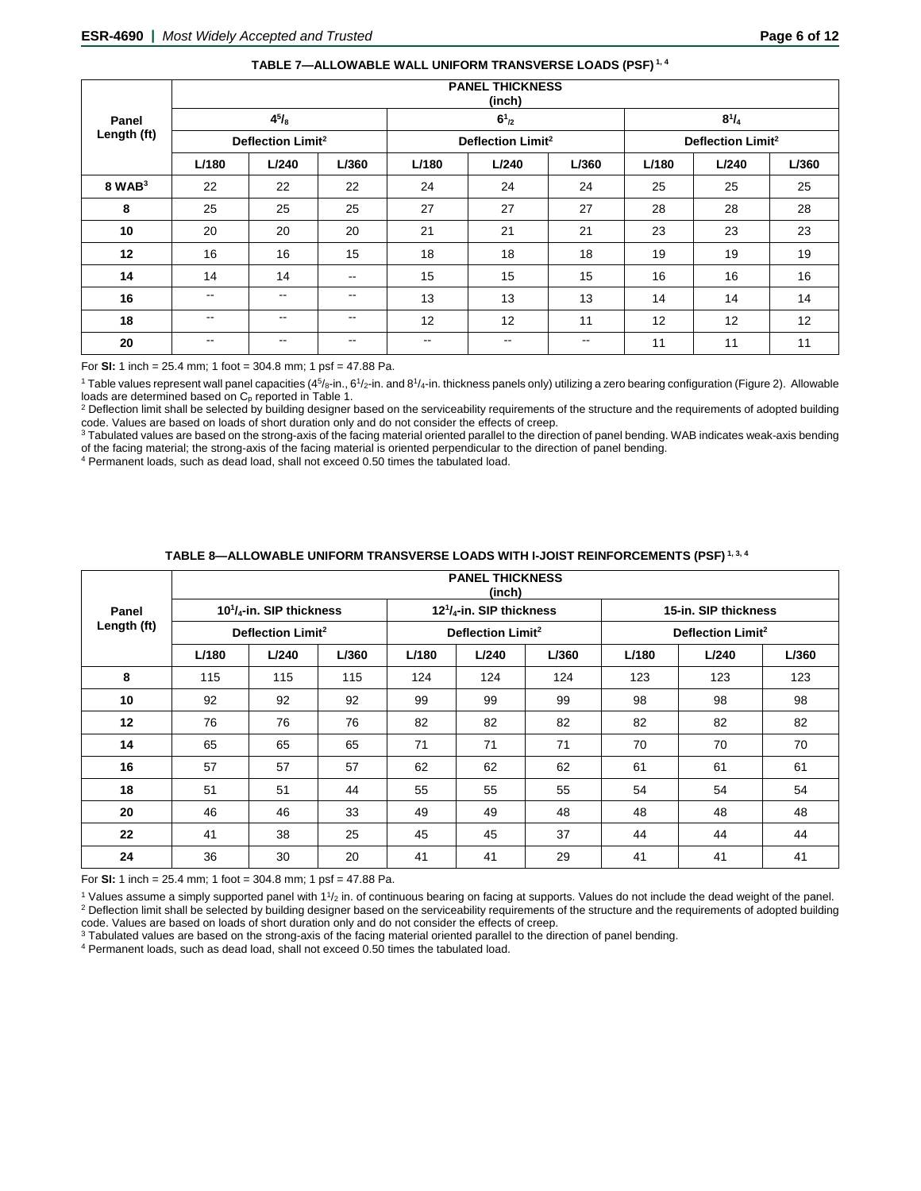### TABLE 7—ALLOWABLE WALL UNIFORM TRANSVERSE LOADS (PSF) [1, 4]

| Panel Length (ft) | PANEL THICKNESS (inch) | | | | | | | | |
|---|---|---|---|---|---|---|---|---|---|
| | 4[5]/8 | | | 6[1]/2 | | | 8[1]/4 | | |
| | Deflection Limit[2] | | | Deflection Limit[2] | | | Deflection Limit[2] | | |
| | L/180 | L/240 | L/360 | L/180 | L/240 | L/360 | L/180 | L/240 | L/360 |
| 8 WAB[3] | 22 | 22 | 22 | 24 | 24 | 24 | 25 | 25 | 25 |
| 8 | 25 | 25 | 25 | 27 | 27 | 27 | 28 | 28 | 28 |
| 10 | 20 | 20 | 20 | 21 | 21 | 21 | 23 | 23 | 23 |
| 12 | 16 | 16 | 15 | 18 | 18 | 18 | 19 | 19 | 19 |
| 14 | 14 | 14 | -- | 15 | 15 | 15 | 16 | 16 | 16 |
| 16 | -- | -- | -- | 13 | 13 | 13 | 14 | 14 | 14 |
| 18 | -- | -- | -- | 12 | 12 | 11 | 12 | 12 | 12 |
| 20 | -- | -- | -- | -- | -- | -- | 11 | 11 | 11 |

For **SI:** 1 inch = 25.4 mm; 1 foot = 304.8 mm; 1 psf = 47.88 Pa.

[1] Table values represent wall panel capacities (4[5]/8-in., 6[1]/2-in. and 8[1]/4-in. thickness panels only) utilizing a zero bearing configuration (Figure 2). Allowable loads are determined based on $C_p$ reported in Table 1.

[2] Deflection limit shall be selected by building designer based on the serviceability requirements of the structure and the requirements of adopted building code. Values are based on loads of short duration only and do not consider the effects of creep.

[3] Tabulated values are based on the strong-axis of the facing material oriented parallel to the direction of panel bending. WAB indicates weak-axis bending of the facing material; the strong-axis of the facing material is oriented perpendicular to the direction of panel bending.

[4] Permanent loads, such as dead load, shall not exceed 0.50 times the tabulated load.

### TABLE 8—ALLOWABLE UNIFORM TRANSVERSE LOADS WITH I-JOIST REINFORCEMENTS (PSF) [1, 3, 4]

| Panel Length (ft) | PANEL THICKNESS (inch) | | | | | | | | |
|---|---|---|---|---|---|---|---|---|---|
| | 10[1]/4-in. SIP thickness | | | 12[1]/4-in. SIP thickness | | | 15-in. SIP thickness | | |
| | Deflection Limit[2] | | | Deflection Limit[2] | | | Deflection Limit[2] | | |
| | L/180 | L/240 | L/360 | L/180 | L/240 | L/360 | L/180 | L/240 | L/360 |
| 8 | 115 | 115 | 115 | 124 | 124 | 124 | 123 | 123 | 123 |
| 10 | 92 | 92 | 92 | 99 | 99 | 99 | 98 | 98 | 98 |
| 12 | 76 | 76 | 76 | 82 | 82 | 82 | 82 | 82 | 82 |
| 14 | 65 | 65 | 65 | 71 | 71 | 71 | 70 | 70 | 70 |
| 16 | 57 | 57 | 57 | 62 | 62 | 62 | 61 | 61 | 61 |
| 18 | 51 | 51 | 44 | 55 | 55 | 55 | 54 | 54 | 54 |
| 20 | 46 | 46 | 33 | 49 | 49 | 48 | 48 | 48 | 48 |
| 22 | 41 | 38 | 25 | 45 | 45 | 37 | 44 | 44 | 44 |
| 24 | 36 | 30 | 20 | 41 | 41 | 29 | 41 | 41 | 41 |

For **SI:** 1 inch = 25.4 mm; 1 foot = 304.8 mm; 1 psf = 47.88 Pa.

[1] Values assume a simply supported panel with 1[1]/2 in. of continuous bearing on facing at supports. Values do not include the dead weight of the panel.

[2] Deflection limit shall be selected by building designer based on the serviceability requirements of the structure and the requirements of adopted building code. Values are based on loads of short duration only and do not consider the effects of creep.

[3] Tabulated values are based on the strong-axis of the facing material oriented parallel to the direction of panel bending.

[4] Permanent loads, such as dead load, shall not exceed 0.50 times the tabulated load.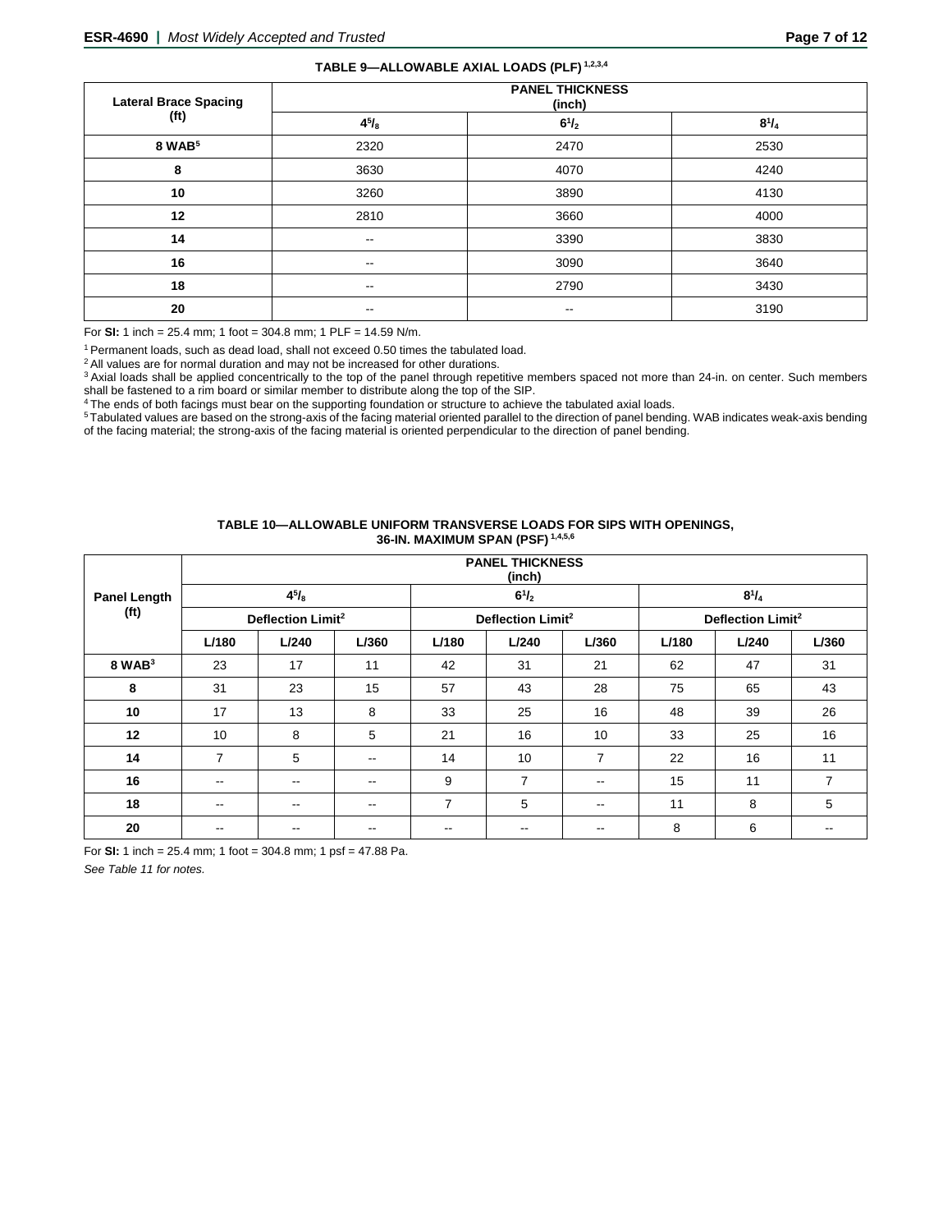**TABLE 9—ALLOWABLE AXIAL LOADS (PLF) [1,2,3,4]**

| Lateral Brace Spacing (ft) | PANEL THICKNESS (inch) | | |
|---|---|---|---|
| | $4^5/_8$ | $6^1/_2$ | $8^1/_4$ |
| 8 WAB[5] | 2320 | 2470 | 2530 |
| 8 | 3630 | 4070 | 4240 |
| 10 | 3260 | 3890 | 4130 |
| 12 | 2810 | 3660 | 4000 |
| 14 | -- | 3390 | 3830 |
| 16 | -- | 3090 | 3640 |
| 18 | -- | 2790 | 3430 |
| 20 | -- | -- | 3190 |

For **SI:** 1 inch = 25.4 mm; 1 foot = 304.8 mm; 1 PLF = 14.59 N/m.

[1] Permanent loads, such as dead load, shall not exceed 0.50 times the tabulated load.

[2] All values are for normal duration and may not be increased for other durations.

[3] Axial loads shall be applied concentrically to the top of the panel through repetitive members spaced not more than 24-in. on center. Such members shall be fastened to a rim board or similar member to distribute along the top of the SIP.

[4] The ends of both facings must bear on the supporting foundation or structure to achieve the tabulated axial loads.

[5] Tabulated values are based on the strong-axis of the facing material oriented parallel to the direction of panel bending. WAB indicates weak-axis bending of the facing material; the strong-axis of the facing material is oriented perpendicular to the direction of panel bending.

**TABLE 10—ALLOWABLE UNIFORM TRANSVERSE LOADS FOR SIPS WITH OPENINGS, 36-IN. MAXIMUM SPAN (PSF) [1,4,5,6]**

| Panel Length (ft) | PANEL THICKNESS (inch) | | | | | | | | |
|---|---|---|---|---|---|---|---|---|---|
| | $4^5/_8$ | | | $6^1/_2$ | | | $8^1/_4$ | | |
| | Deflection Limit[2] | | | Deflection Limit[2] | | | Deflection Limit[2] | | |
| | L/180 | L/240 | L/360 | L/180 | L/240 | L/360 | L/180 | L/240 | L/360 |
| 8 WAB[3] | 23 | 17 | 11 | 42 | 31 | 21 | 62 | 47 | 31 |
| 8 | 31 | 23 | 15 | 57 | 43 | 28 | 75 | 65 | 43 |
| 10 | 17 | 13 | 8 | 33 | 25 | 16 | 48 | 39 | 26 |
| 12 | 10 | 8 | 5 | 21 | 16 | 10 | 33 | 25 | 16 |
| 14 | 7 | 5 | -- | 14 | 10 | 7 | 22 | 16 | 11 |
| 16 | -- | -- | -- | 9 | 7 | -- | 15 | 11 | 7 |
| 18 | -- | -- | -- | 7 | 5 | -- | 11 | 8 | 5 |
| 20 | -- | -- | -- | -- | -- | -- | 8 | 6 | -- |

For **SI:** 1 inch = 25.4 mm; 1 foot = 304.8 mm; 1 psf = 47.88 Pa.

*See Table 11 for notes.*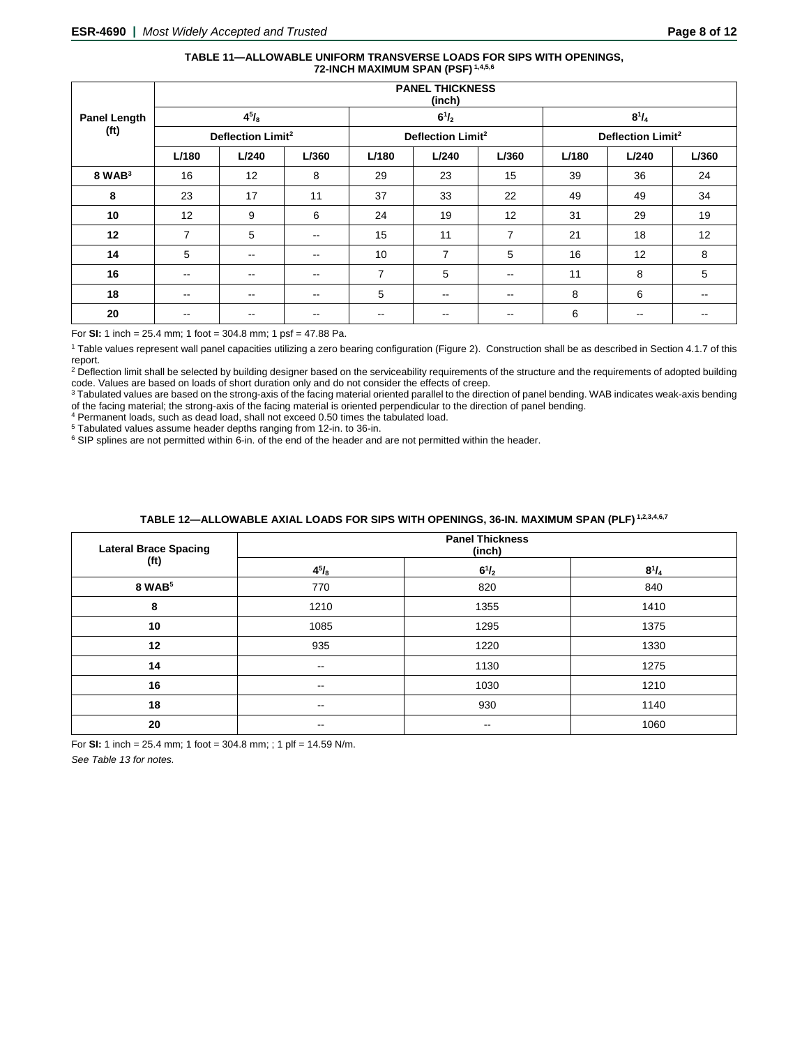**TABLE 11—ALLOWABLE UNIFORM TRANSVERSE LOADS FOR SIPS WITH OPENINGS, 72-INCH MAXIMUM SPAN (PSF)** [1,4,5,6]

| Panel Length (ft) | PANEL THICKNESS (inch) | | | | | | | | |
|---|---|---|---|---|---|---|---|---|---|
| | $4^5/_8$ | | | $6^1/_2$ | | | $8^1/_4$ | | |
| | Deflection Limit[2] | | | Deflection Limit[2] | | | Deflection Limit[2] | | |
| | L/180 | L/240 | L/360 | L/180 | L/240 | L/360 | L/180 | L/240 | L/360 |
| **8 WAB**[3] | 16 | 12 | 8 | 29 | 23 | 15 | 39 | 36 | 24 |
| **8** | 23 | 17 | 11 | 37 | 33 | 22 | 49 | 49 | 34 |
| **10** | 12 | 9 | 6 | 24 | 19 | 12 | 31 | 29 | 19 |
| **12** | 7 | 5 | -- | 15 | 11 | 7 | 21 | 18 | 12 |
| **14** | 5 | -- | -- | 10 | 7 | 5 | 16 | 12 | 8 |
| **16** | -- | -- | -- | 7 | 5 | -- | 11 | 8 | 5 |
| **18** | -- | -- | -- | 5 | -- | -- | 8 | 6 | -- |
| **20** | -- | -- | -- | -- | -- | -- | 6 | -- | -- |

For **SI:** 1 inch = 25.4 mm; 1 foot = 304.8 mm; 1 psf = 47.88 Pa.

[1] Table values represent wall panel capacities utilizing a zero bearing configuration (Figure 2). Construction shall be as described in Section 4.1.7 of this report.

[2] Deflection limit shall be selected by building designer based on the serviceability requirements of the structure and the requirements of adopted building code. Values are based on loads of short duration only and do not consider the effects of creep.

[3] Tabulated values are based on the strong-axis of the facing material oriented parallel to the direction of panel bending. WAB indicates weak-axis bending of the facing material; the strong-axis of the facing material is oriented perpendicular to the direction of panel bending.

[4] Permanent loads, such as dead load, shall not exceed 0.50 times the tabulated load.

[5] Tabulated values assume header depths ranging from 12-in. to 36-in.

[6] SIP splines are not permitted within 6-in. of the end of the header and are not permitted within the header.

**TABLE 12—ALLOWABLE AXIAL LOADS FOR SIPS WITH OPENINGS, 36-IN. MAXIMUM SPAN (PLF)** [1,2,3,4,6,7]

| Lateral Brace Spacing (ft) | Panel Thickness (inch) | | |
|---|---|---|---|
| | $4^5/_8$ | $6^1/_2$ | $8^1/_4$ |
| **8 WAB**[5] | 770 | 820 | 840 |
| **8** | 1210 | 1355 | 1410 |
| **10** | 1085 | 1295 | 1375 |
| **12** | 935 | 1220 | 1330 |
| **14** | -- | 1130 | 1275 |
| **16** | -- | 1030 | 1210 |
| **18** | -- | 930 | 1140 |
| **20** | -- | -- | 1060 |

For **SI:** 1 inch = 25.4 mm; 1 foot = 304.8 mm; ; 1 plf = 14.59 N/m.

*See Table 13 for notes.*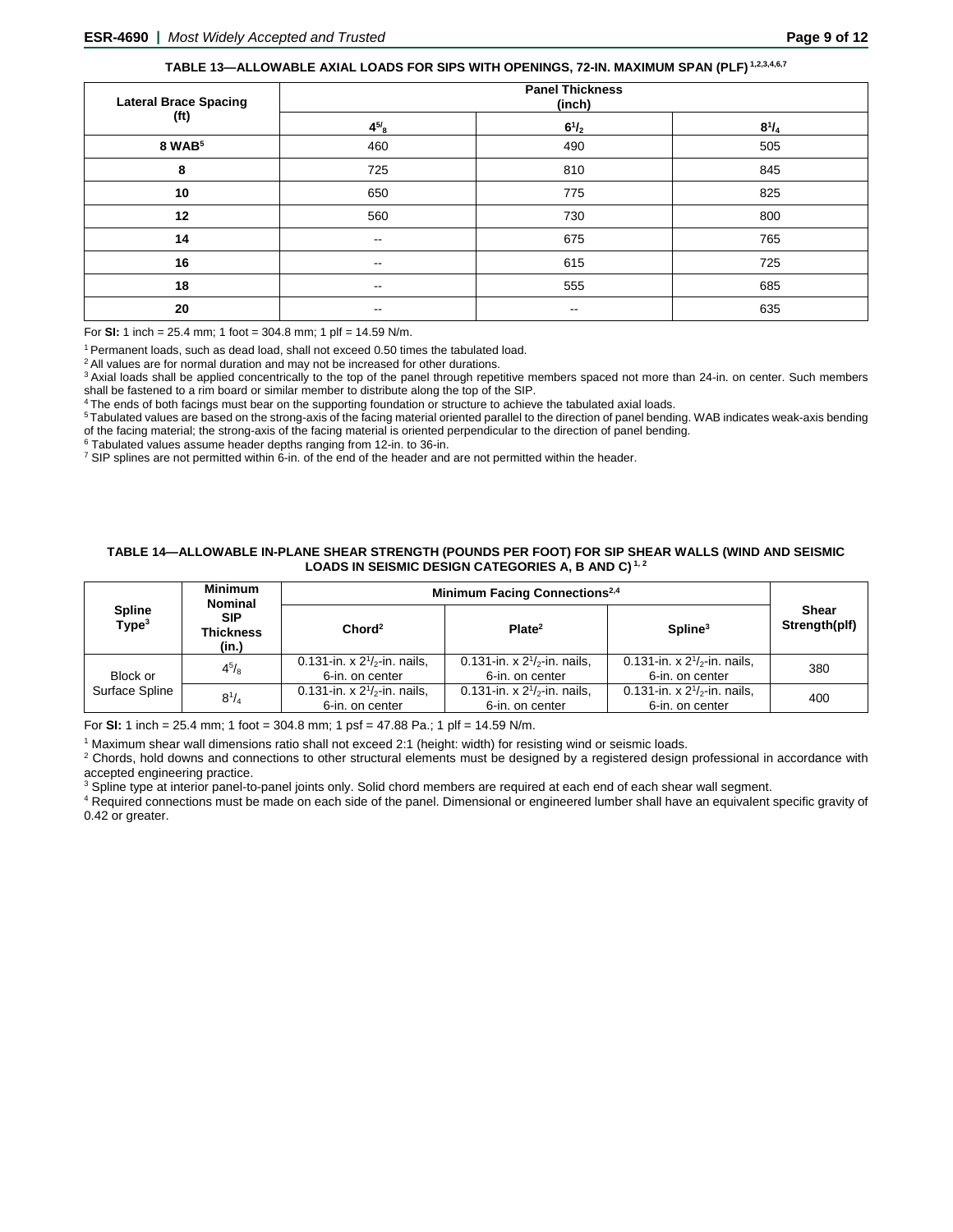**TABLE 13—ALLOWABLE AXIAL LOADS FOR SIPS WITH OPENINGS, 72-IN. MAXIMUM SPAN (PLF) [1,2,3,4,6,7]**

| Lateral Brace Spacing (ft) | Panel Thickness (inch) | | |
|---|---|---|---|
| | $4^5/_8$ | $6^1/_2$ | $8^1/_4$ |
| 8 WAB[5] | 460 | 490 | 505 |
| 8 | 725 | 810 | 845 |
| 10 | 650 | 775 | 825 |
| 12 | 560 | 730 | 800 |
| 14 | -- | 675 | 765 |
| 16 | -- | 615 | 725 |
| 18 | -- | 555 | 685 |
| 20 | -- | -- | 635 |

For **SI:** 1 inch = 25.4 mm; 1 foot = 304.8 mm; 1 plf = 14.59 N/m.

[1] Permanent loads, such as dead load, shall not exceed 0.50 times the tabulated load.
[2] All values are for normal duration and may not be increased for other durations.
[3] Axial loads shall be applied concentrically to the top of the panel through repetitive members spaced not more than 24-in. on center. Such members shall be fastened to a rim board or similar member to distribute along the top of the SIP.
[4] The ends of both facings must bear on the supporting foundation or structure to achieve the tabulated axial loads.
[5] Tabulated values are based on the strong-axis of the facing material oriented parallel to the direction of panel bending. WAB indicates weak-axis bending of the facing material; the strong-axis of the facing material is oriented perpendicular to the direction of panel bending.
[6] Tabulated values assume header depths ranging from 12-in. to 36-in.
[7] SIP splines are not permitted within 6-in. of the end of the header and are not permitted within the header.

**TABLE 14—ALLOWABLE IN-PLANE SHEAR STRENGTH (POUNDS PER FOOT) FOR SIP SHEAR WALLS (WIND AND SEISMIC LOADS IN SEISMIC DESIGN CATEGORIES A, B AND C) [1, 2]**

| Spline Type[3] | Minimum Nominal SIP Thickness (in.) | Minimum Facing Connections[2,4] | | | Shear Strength(plf) |
|---|---|---|---|---|---|
| | | Chord[2] | Plate[2] | Spline[3] | |
| Block or Surface Spline | $4^5/_8$ | 0.131-in. x $2^1/_2$-in. nails, 6-in. on center | 0.131-in. x $2^1/_2$-in. nails, 6-in. on center | 0.131-in. x $2^1/_2$-in. nails, 6-in. on center | 380 |
| | $8^1/_4$ | 0.131-in. x $2^1/_2$-in. nails, 6-in. on center | 0.131-in. x $2^1/_2$-in. nails, 6-in. on center | 0.131-in. x $2^1/_2$-in. nails, 6-in. on center | 400 |

For **SI:** 1 inch = 25.4 mm; 1 foot = 304.8 mm; 1 psf = 47.88 Pa.; 1 plf = 14.59 N/m.

[1] Maximum shear wall dimensions ratio shall not exceed 2:1 (height: width) for resisting wind or seismic loads.
[2] Chords, hold downs and connections to other structural elements must be designed by a registered design professional in accordance with accepted engineering practice.
[3] Spline type at interior panel-to-panel joints only. Solid chord members are required at each end of each shear wall segment.
[4] Required connections must be made on each side of the panel. Dimensional or engineered lumber shall have an equivalent specific gravity of 0.42 or greater.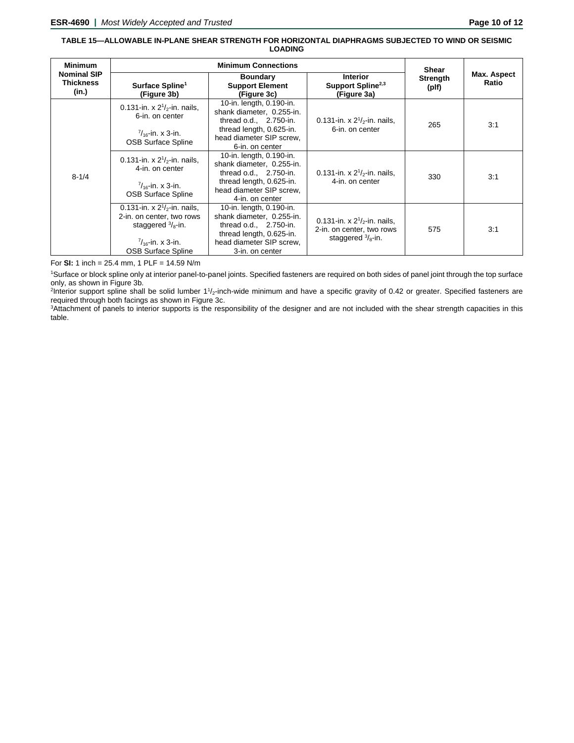**TABLE 15—ALLOWABLE IN-PLANE SHEAR STRENGTH FOR HORIZONTAL DIAPHRAGMS SUBJECTED TO WIND OR SEISMIC LOADING**

| Minimum Nominal SIP Thickness (in.) | Minimum Connections | | | Shear Strength (plf) | Max. Aspect Ratio |
|---|---|---|---|---|---|
| | Surface Spline[1] (Figure 3b) | Boundary Support Element (Figure 3c) | Interior Support Spline[2,3] (Figure 3a) | | |
| 8-1/4 | 0.131-in. x $2^1/_2$-in. nails, 6-in. on center<br><br>$^7/_{16}$-in. x 3-in. OSB Surface Spline | 10-in. length, 0.190-in. shank diameter, 0.255-in. thread o.d., 2.750-in. thread length, 0.625-in. head diameter SIP screw, 6-in. on center | 0.131-in. x $2^1/_2$-in. nails, 6-in. on center | 265 | 3:1 |
| | 0.131-in. x $2^1/_2$-in. nails, 4-in. on center<br><br>$^7/_{16}$-in. x 3-in. OSB Surface Spline | 10-in. length, 0.190-in. shank diameter, 0.255-in. thread o.d., 2.750-in. thread length, 0.625-in. head diameter SIP screw, 4-in. on center | 0.131-in. x $2^1/_2$-in. nails, 4-in. on center | 330 | 3:1 |
| | 0.131-in. x $2^1/_2$-in. nails, 2-in. on center, two rows staggered $^3/_8$-in.<br><br>$^7/_{16}$-in. x 3-in. OSB Surface Spline | 10-in. length, 0.190-in. shank diameter, 0.255-in. thread o.d., 2.750-in. thread length, 0.625-in. head diameter SIP screw, 3-in. on center | 0.131-in. x $2^1/_2$-in. nails, 2-in. on center, two rows staggered $^3/_8$-in. | 575 | 3:1 |

For **SI:** 1 inch = 25.4 mm, 1 PLF = 14.59 N/m

[1]Surface or block spline only at interior panel-to-panel joints. Specified fasteners are required on both sides of panel joint through the top surface only, as shown in Figure 3b.

[2]Interior support spline shall be solid lumber $1^1/_2$-inch-wide minimum and have a specific gravity of 0.42 or greater. Specified fasteners are required through both facings as shown in Figure 3c.

[3]Attachment of panels to interior supports is the responsibility of the designer and are not included with the shear strength capacities in this table.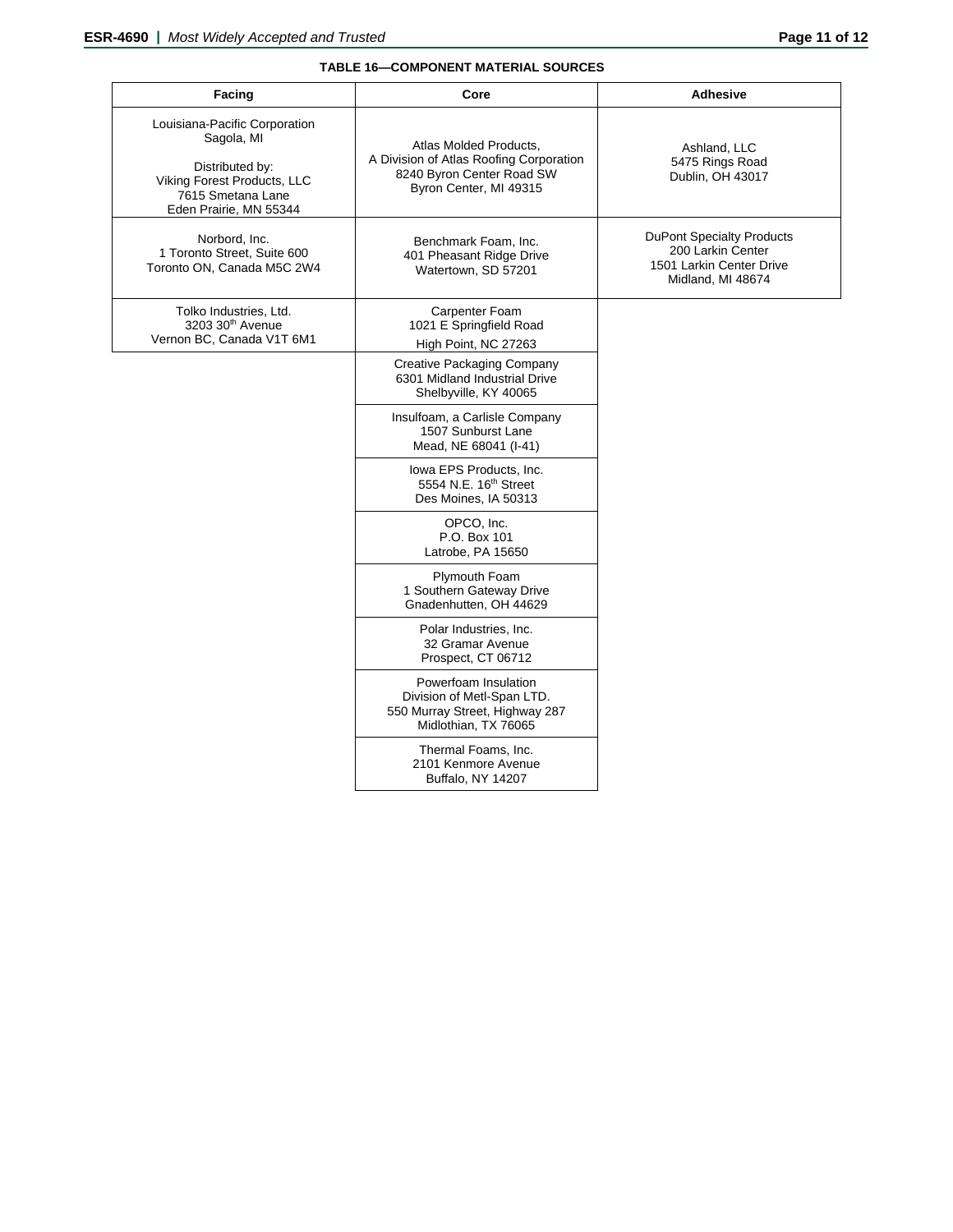**TABLE 16—COMPONENT MATERIAL SOURCES**

| Facing | Core | Adhesive |
|---|---|---|
| Louisiana-Pacific Corporation<br>Sagola, MI<br><br>Distributed by:<br>Viking Forest Products, LLC<br>7615 Smetana Lane<br>Eden Prairie, MN 55344 | Atlas Molded Products,<br>A Division of Atlas Roofing Corporation<br>8240 Byron Center Road SW<br>Byron Center, MI 49315 | Ashland, LLC<br>5475 Rings Road<br>Dublin, OH 43017 |
| Norbord, Inc.<br>1 Toronto Street, Suite 600<br>Toronto ON, Canada M5C 2W4 | Benchmark Foam, Inc.<br>401 Pheasant Ridge Drive<br>Watertown, SD 57201 | DuPont Specialty Products<br>200 Larkin Center<br>1501 Larkin Center Drive<br>Midland, MI 48674 |
| Tolko Industries, Ltd.<br>3203 30th Avenue<br>Vernon BC, Canada V1T 6M1 | Carpenter Foam<br>1021 E Springfield Road<br>High Point, NC 27263 | |
| | Creative Packaging Company<br>6301 Midland Industrial Drive<br>Shelbyville, KY 40065 | |
| | Insulfoam, a Carlisle Company<br>1507 Sunburst Lane<br>Mead, NE 68041 (I-41) | |
| | Iowa EPS Products, Inc.<br>5554 N.E. 16th Street<br>Des Moines, IA 50313 | |
| | OPCO, Inc.<br>P.O. Box 101<br>Latrobe, PA 15650 | |
| | Plymouth Foam<br>1 Southern Gateway Drive<br>Gnadenhutten, OH 44629 | |
| | Polar Industries, Inc.<br>32 Gramar Avenue<br>Prospect, CT 06712 | |
| | Powerfoam Insulation<br>Division of Metl-Span LTD.<br>550 Murray Street, Highway 287<br>Midlothian, TX 76065 | |
| | Thermal Foams, Inc.<br>2101 Kenmore Avenue<br>Buffalo, NY 14207 | |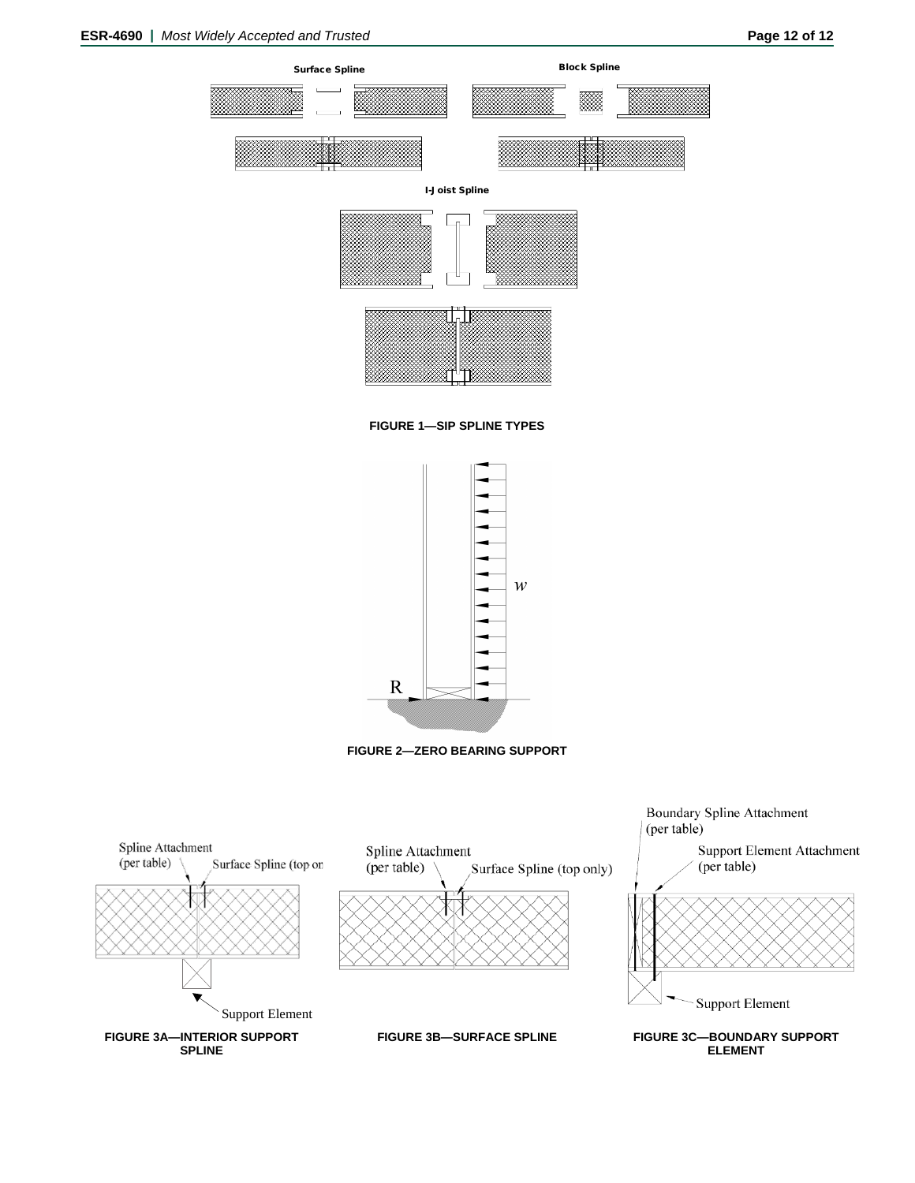Surface Spline

Block Spline

I-Joist Spline

**FIGURE 1—SIP SPLINE TYPES**

$w$

R

**FIGURE 2—ZERO BEARING SUPPORT**

Spline Attachment (per table)

Surface Spline (top or

Support Element

**FIGURE 3A—INTERIOR SUPPORT SPLINE**

Spline Attachment (per table)

Surface Spline (top only)

**FIGURE 3B—SURFACE SPLINE**

Boundary Spline Attachment (per table)

Support Element Attachment (per table)

Support Element

**FIGURE 3C—BOUNDARY SUPPORT ELEMENT**